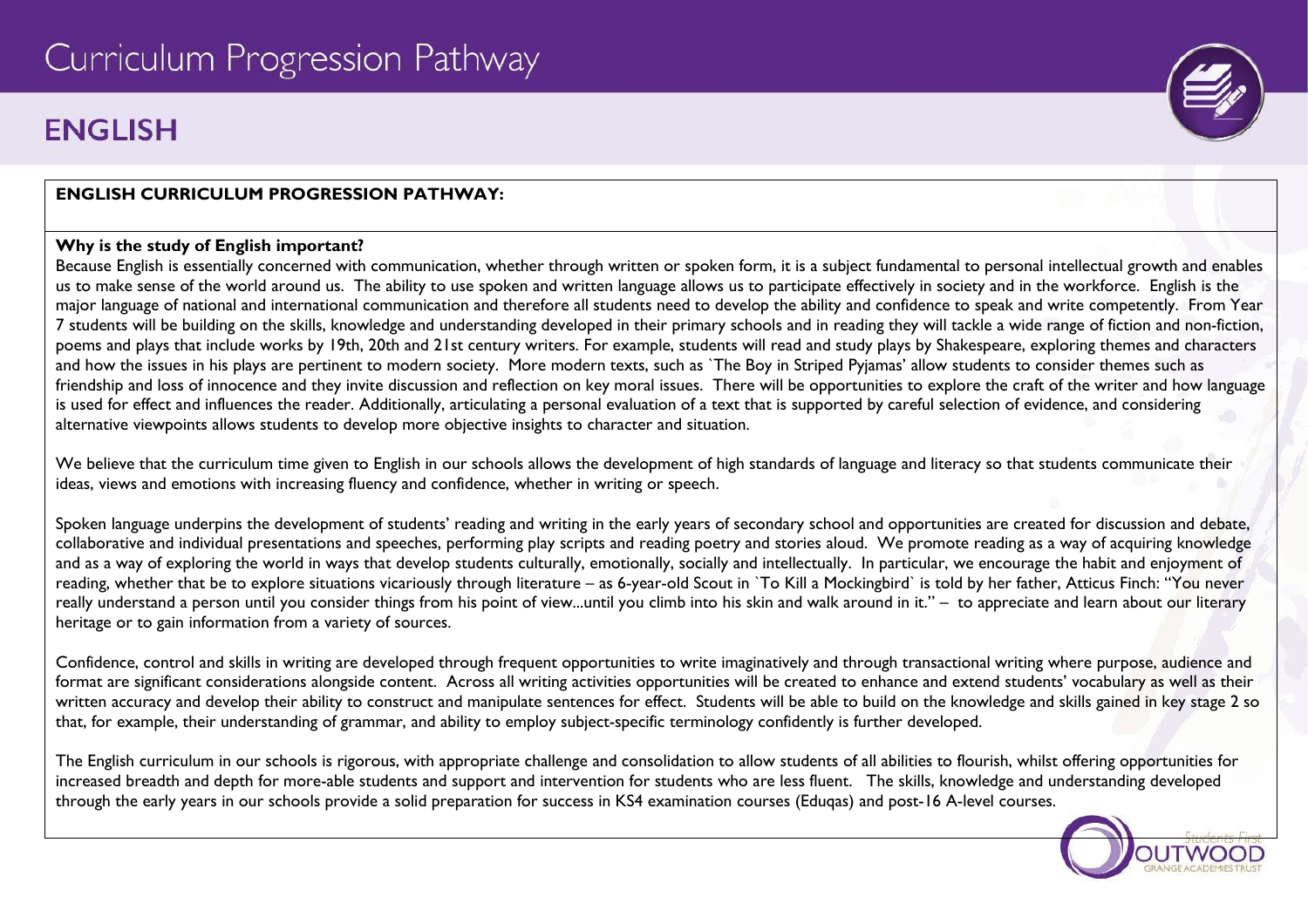# Curriculum Progression Pathway

## ENGLISH

**ENGLISH CURRICULUM PROGRESSION PATHWAY:**

**Why is the study of English important?**

Because English is essentially concerned with communication, whether through written or spoken form, it is a subject fundamental to personal intellectual growth and enables us to make sense of the world around us. The ability to use spoken and written language allows us to participate effectively in society and in the workforce. English is the major language of national and international communication and therefore all students need to develop the ability and confidence to speak and write competently. From Year 7 students will be building on the skills, knowledge and understanding developed in their primary schools and in reading they will tackle a wide range of fiction and non-fiction, poems and plays that include works by 19th, 20th and 21st century writers. For example, students will read and study plays by Shakespeare, exploring themes and characters and how the issues in his plays are pertinent to modern society. More modern texts, such as `The Boy in Striped Pyjamas' allow students to consider themes such as friendship and loss of innocence and they invite discussion and reflection on key moral issues. There will be opportunities to explore the craft of the writer and how language is used for effect and influences the reader. Additionally, articulating a personal evaluation of a text that is supported by careful selection of evidence, and considering alternative viewpoints allows students to develop more objective insights to character and situation.

We believe that the curriculum time given to English in our schools allows the development of high standards of language and literacy so that students communicate their ideas, views and emotions with increasing fluency and confidence, whether in writing or speech.

Spoken language underpins the development of students' reading and writing in the early years of secondary school and opportunities are created for discussion and debate, collaborative and individual presentations and speeches, performing play scripts and reading poetry and stories aloud. We promote reading as a way of acquiring knowledge and as a way of exploring the world in ways that develop students culturally, emotionally, socially and intellectually. In particular, we encourage the habit and enjoyment of reading, whether that be to explore situations vicariously through literature – as 6-year-old Scout in `To Kill a Mockingbird` is told by her father, Atticus Finch: "You never really understand a person until you consider things from his point of view...until you climb into his skin and walk around in it." – to appreciate and learn about our literary heritage or to gain information from a variety of sources.

Confidence, control and skills in writing are developed through frequent opportunities to write imaginatively and through transactional writing where purpose, audience and format are significant considerations alongside content. Across all writing activities opportunities will be created to enhance and extend students' vocabulary as well as their written accuracy and develop their ability to construct and manipulate sentences for effect. Students will be able to build on the knowledge and skills gained in key stage 2 so that, for example, their understanding of grammar, and ability to employ subject-specific terminology confidently is further developed.

The English curriculum in our schools is rigorous, with appropriate challenge and consolidation to allow students of all abilities to flourish, whilst offering opportunities for increased breadth and depth for more-able students and support and intervention for students who are less fluent. The skills, knowledge and understanding developed through the early years in our schools provide a solid preparation for success in KS4 examination courses (Eduqas) and post-16 A-level courses.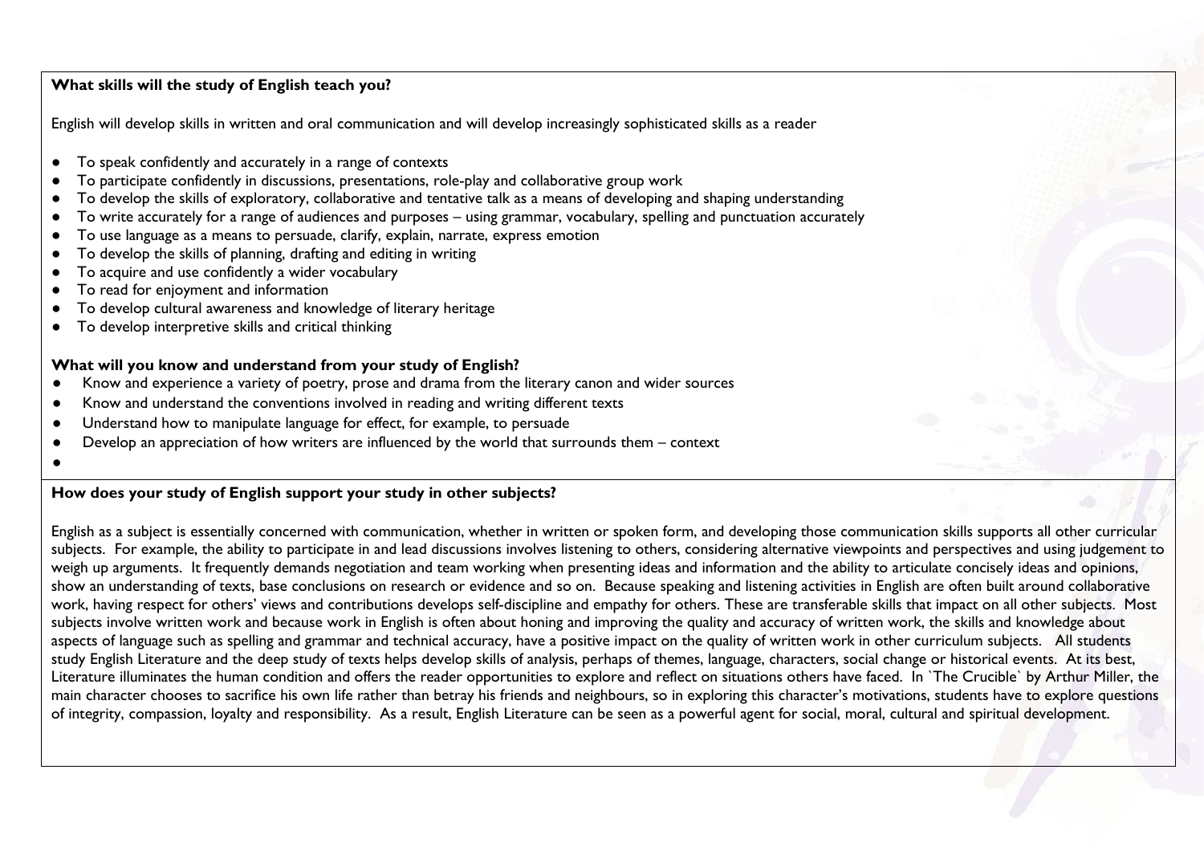**What skills will the study of English teach you?**

English will develop skills in written and oral communication and will develop increasingly sophisticated skills as a reader

- To speak confidently and accurately in a range of contexts
- To participate confidently in discussions, presentations, role-play and collaborative group work
- To develop the skills of exploratory, collaborative and tentative talk as a means of developing and shaping understanding
- To write accurately for a range of audiences and purposes – using grammar, vocabulary, spelling and punctuation accurately
- To use language as a means to persuade, clarify, explain, narrate, express emotion
- To develop the skills of planning, drafting and editing in writing
- To acquire and use confidently a wider vocabulary
- To read for enjoyment and information
- To develop cultural awareness and knowledge of literary heritage
- To develop interpretive skills and critical thinking

**What will you know and understand from your study of English?**

- Know and experience a variety of poetry, prose and drama from the literary canon and wider sources
- Know and understand the conventions involved in reading and writing different texts
- Understand how to manipulate language for effect, for example, to persuade
- Develop an appreciation of how writers are influenced by the world that surrounds them – context

**How does your study of English support your study in other subjects?**

English as a subject is essentially concerned with communication, whether in written or spoken form, and developing those communication skills supports all other curricular subjects. For example, the ability to participate in and lead discussions involves listening to others, considering alternative viewpoints and perspectives and using judgement to weigh up arguments. It frequently demands negotiation and team working when presenting ideas and information and the ability to articulate concisely ideas and opinions, show an understanding of texts, base conclusions on research or evidence and so on. Because speaking and listening activities in English are often built around collaborative work, having respect for others' views and contributions develops self-discipline and empathy for others. These are transferable skills that impact on all other subjects. Most subjects involve written work and because work in English is often about honing and improving the quality and accuracy of written work, the skills and knowledge about aspects of language such as spelling and grammar and technical accuracy, have a positive impact on the quality of written work in other curriculum subjects. All students study English Literature and the deep study of texts helps develop skills of analysis, perhaps of themes, language, characters, social change or historical events. At its best, Literature illuminates the human condition and offers the reader opportunities to explore and reflect on situations others have faced. In `The Crucible` by Arthur Miller, the main character chooses to sacrifice his own life rather than betray his friends and neighbours, so in exploring this character's motivations, students have to explore questions of integrity, compassion, loyalty and responsibility. As a result, English Literature can be seen as a powerful agent for social, moral, cultural and spiritual development.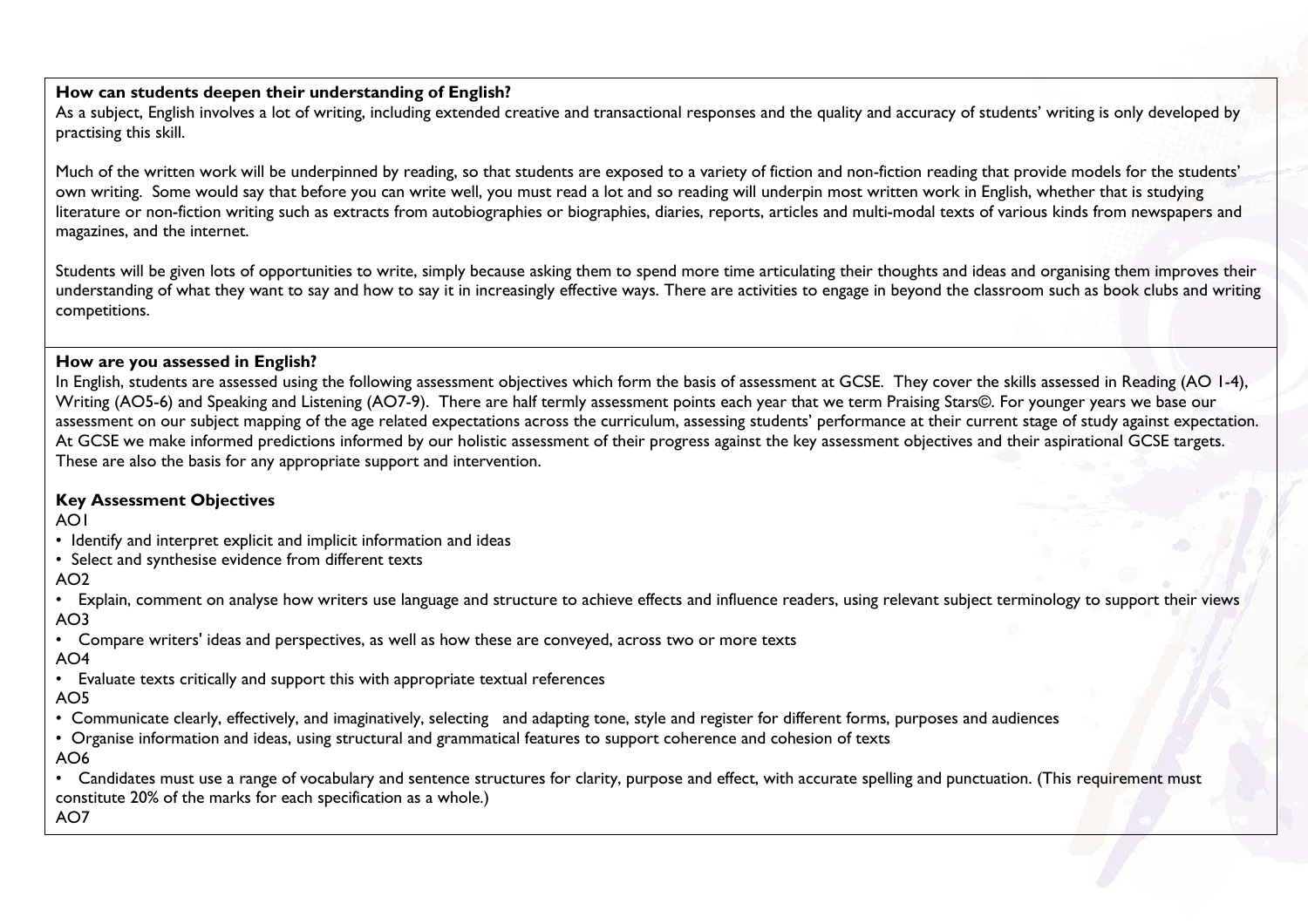**How can students deepen their understanding of English?**

As a subject, English involves a lot of writing, including extended creative and transactional responses and the quality and accuracy of students' writing is only developed by practising this skill.

Much of the written work will be underpinned by reading, so that students are exposed to a variety of fiction and non-fiction reading that provide models for the students' own writing. Some would say that before you can write well, you must read a lot and so reading will underpin most written work in English, whether that is studying literature or non-fiction writing such as extracts from autobiographies or biographies, diaries, reports, articles and multi-modal texts of various kinds from newspapers and magazines, and the internet.

Students will be given lots of opportunities to write, simply because asking them to spend more time articulating their thoughts and ideas and organising them improves their understanding of what they want to say and how to say it in increasingly effective ways. There are activities to engage in beyond the classroom such as book clubs and writing competitions.

**How are you assessed in English?**

In English, students are assessed using the following assessment objectives which form the basis of assessment at GCSE. They cover the skills assessed in Reading (AO 1-4), Writing (AO5-6) and Speaking and Listening (AO7-9). There are half termly assessment points each year that we term Praising Stars©. For younger years we base our assessment on our subject mapping of the age related expectations across the curriculum, assessing students' performance at their current stage of study against expectation. At GCSE we make informed predictions informed by our holistic assessment of their progress against the key assessment objectives and their aspirational GCSE targets. These are also the basis for any appropriate support and intervention.

**Key Assessment Objectives**

AO1

- Identify and interpret explicit and implicit information and ideas
- Select and synthesise evidence from different texts

AO2

- Explain, comment on analyse how writers use language and structure to achieve effects and influence readers, using relevant subject terminology to support their views

AO3

- Compare writers' ideas and perspectives, as well as how these are conveyed, across two or more texts

AO4

- Evaluate texts critically and support this with appropriate textual references

AO5

- Communicate clearly, effectively, and imaginatively, selecting and adapting tone, style and register for different forms, purposes and audiences
- Organise information and ideas, using structural and grammatical features to support coherence and cohesion of texts

AO6

- Candidates must use a range of vocabulary and sentence structures for clarity, purpose and effect, with accurate spelling and punctuation. (This requirement must constitute 20% of the marks for each specification as a whole.)

AO7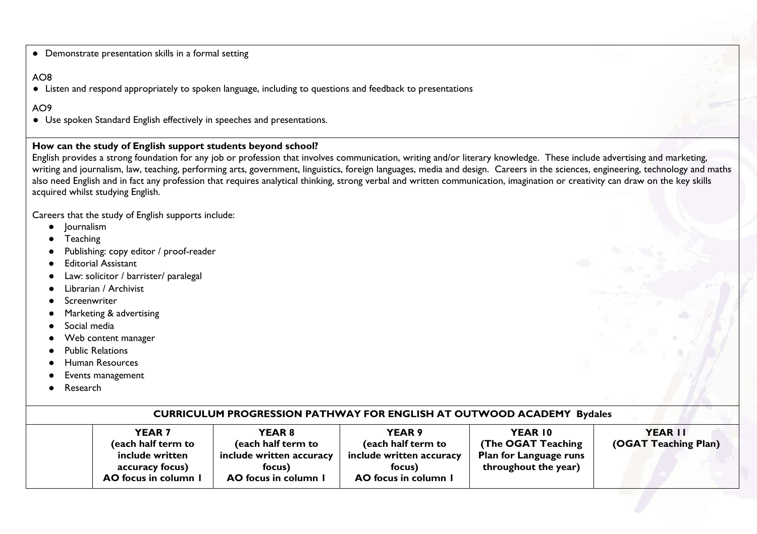- Demonstrate presentation skills in a formal setting

AO8

- Listen and respond appropriately to spoken language, including to questions and feedback to presentations

AO9

- Use spoken Standard English effectively in speeches and presentations.

**How can the study of English support students beyond school?**

English provides a strong foundation for any job or profession that involves communication, writing and/or literary knowledge. These include advertising and marketing, writing and journalism, law, teaching, performing arts, government, linguistics, foreign languages, media and design. Careers in the sciences, engineering, technology and maths also need English and in fact any profession that requires analytical thinking, strong verbal and written communication, imagination or creativity can draw on the key skills acquired whilst studying English.

Careers that the study of English supports include:

- Journalism
- Teaching
- Publishing: copy editor / proof-reader
- Editorial Assistant
- Law: solicitor / barrister/ paralegal
- Librarian / Archivist
- Screenwriter
- Marketing & advertising
- Social media
- Web content manager
- Public Relations
- Human Resources
- Events management
- Research

| CURRICULUM PROGRESSION PATHWAY FOR ENGLISH AT OUTWOOD ACADEMY Bydales | | | | | |
|---|---|---|---|---|---|
| | **YEAR 7 (each half term to include written accuracy focus) AO focus in column 1** | **YEAR 8 (each half term to include written accuracy focus) AO focus in column 1** | **YEAR 9 (each half term to include written accuracy focus) AO focus in column 1** | **YEAR 10 (The OGAT Teaching Plan for Language runs throughout the year)** | **YEAR 11 (OGAT Teaching Plan)** |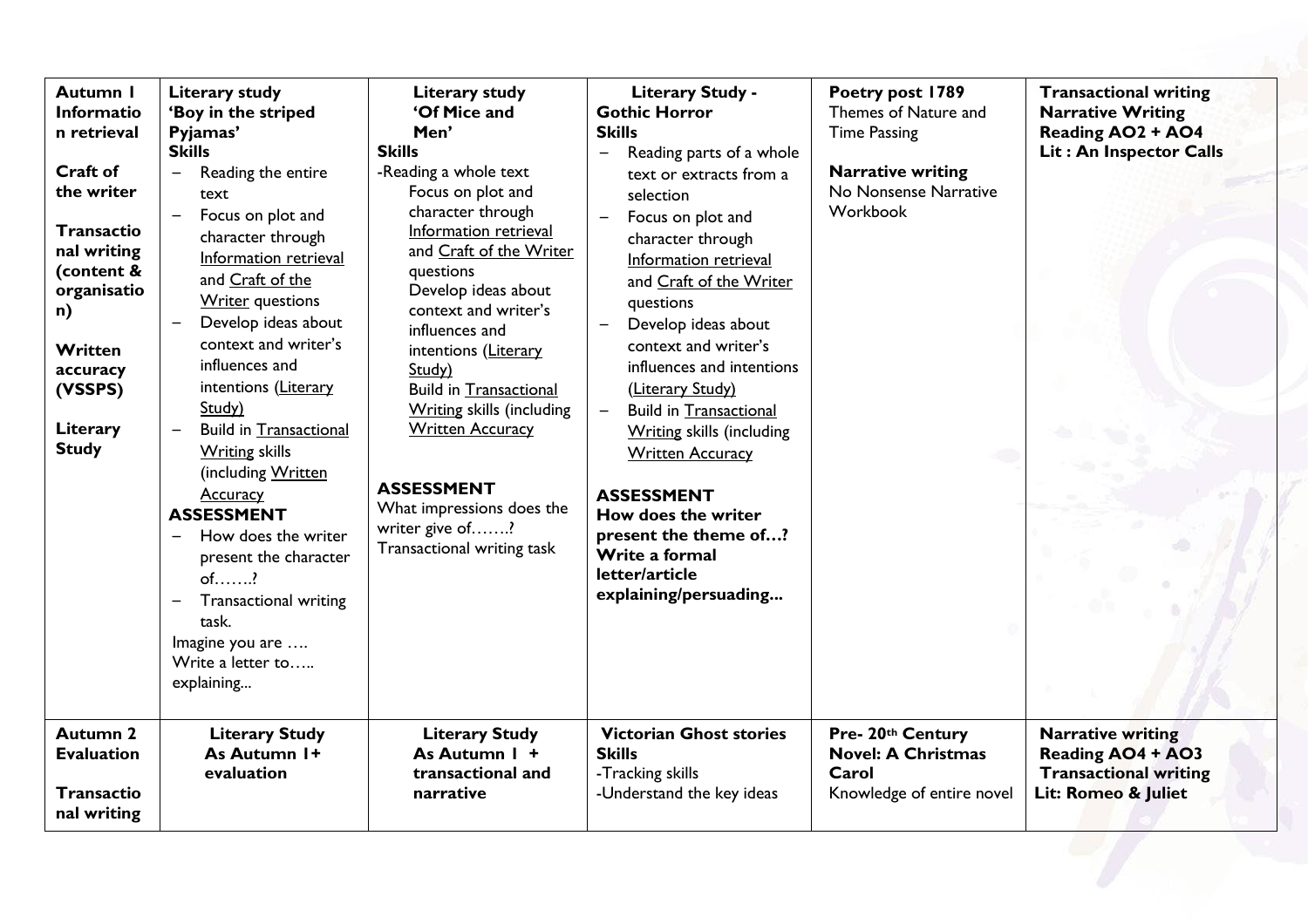| **Autumn 1 Information retrieval**<br><br>**Craft of the writer**<br><br>**Transactional writing (content & organisation)**<br><br>**Written accuracy (VSSPS)**<br><br>**Literary Study** | **Literary study 'Boy in the striped Pyjamas'**<br>**Skills**<br>– Reading the entire text<br>– Focus on plot and character through Information retrieval and Craft of the Writer questions<br>– Develop ideas about context and writer's influences and intentions (Literary Study)<br>– Build in Transactional Writing skills (including Written Accuracy<br>**ASSESSMENT**<br>– How does the writer present the character of…….?<br>– Transactional writing task.<br>Imagine you are ….<br>Write a letter to…..<br>explaining... | **Literary study 'Of Mice and Men'**<br>**Skills**<br>-Reading a whole text<br>Focus on plot and character through Information retrieval and Craft of the Writer questions<br>Develop ideas about context and writer's influences and intentions (Literary Study)<br>Build in Transactional Writing skills (including Written Accuracy<br><br>**ASSESSMENT**<br>What impressions does the writer give of…….?<br>Transactional writing task | **Literary Study - Gothic Horror**<br>**Skills**<br>– Reading parts of a whole text or extracts from a selection<br>– Focus on plot and character through Information retrieval and Craft of the Writer questions<br>– Develop ideas about context and writer's influences and intentions (Literary Study)<br>– Build in Transactional Writing skills (including Written Accuracy<br><br>**ASSESSMENT**<br>**How does the writer present the theme of…?**<br>**Write a formal letter/article explaining/persuading...** | **Poetry post 1789**<br>Themes of Nature and Time Passing<br><br>**Narrative writing**<br>No Nonsense Narrative Workbook | **Transactional writing**<br>**Narrative Writing**<br>**Reading AO2 + AO4**<br>**Lit : An Inspector Calls** |
|---|---|---|---|---|---|
| **Autumn 2 Evaluation**<br><br>**Transactional writing** | **Literary Study**<br>**As Autumn 1+ evaluation** | **Literary Study**<br>**As Autumn 1 + transactional and narrative** | **Victorian Ghost stories**<br>**Skills**<br>-Tracking skills<br>-Understand the key ideas | **Pre- 20th Century Novel: A Christmas Carol**<br>Knowledge of entire novel | **Narrative writing**<br>**Reading AO4 + AO3**<br>**Transactional writing**<br>**Lit: Romeo & Juliet** |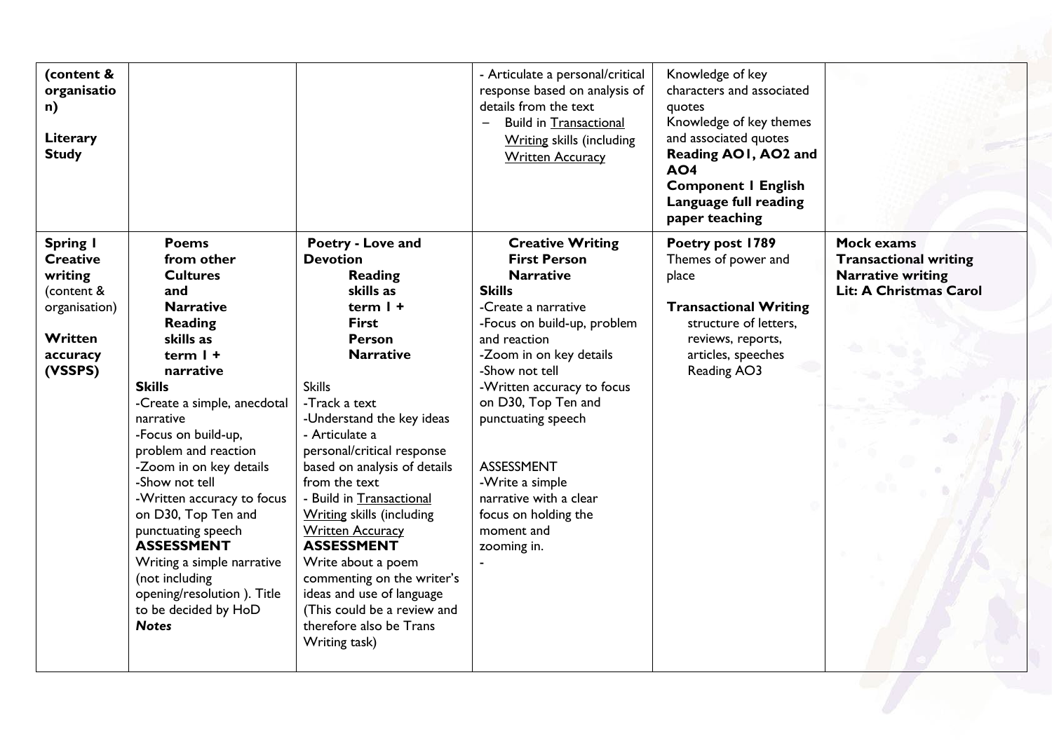| | | | | | |
|---|---|---|---|---|---|
| **(content & organisation)**<br><br>**Literary Study** | | | - Articulate a personal/critical response based on analysis of details from the text<br>– Build in Transactional Writing skills (including Written Accuracy | Knowledge of key characters and associated quotes<br>Knowledge of key themes and associated quotes<br>**Reading AO1, AO2 and AO4**<br>**Component 1 English Language full reading paper teaching** | |
| **Spring 1 Creative writing** (content & organisation)<br><br>**Written accuracy (VSSPS)** | **Poems from other Cultures and Narrative Reading skills as term 1 + narrative**<br>**Skills**<br>-Create a simple, anecdotal narrative<br>-Focus on build-up, problem and reaction<br>-Zoom in on key details<br>-Show not tell<br>-Written accuracy to focus on D30, Top Ten and punctuating speech<br>**ASSESSMENT**<br>Writing a simple narrative (not including opening/resolution ). Title to be decided by HoD<br>***Notes*** | **Poetry - Love and Devotion Reading skills as term 1 + First Person Narrative**<br><br>Skills<br>-Track a text<br>-Understand the key ideas<br>- Articulate a personal/critical response based on analysis of details from the text<br>- Build in Transactional Writing skills (including Written Accuracy<br>**ASSESSMENT**<br>Write about a poem commenting on the writer's ideas and use of language (This could be a review and therefore also be Trans Writing task) | **Creative Writing First Person Narrative**<br>**Skills**<br>-Create a narrative<br>-Focus on build-up, problem and reaction<br>-Zoom in on key details<br>-Show not tell<br>-Written accuracy to focus on D30, Top Ten and punctuating speech<br><br>ASSESSMENT<br>-Write a simple narrative with a clear focus on holding the moment and zooming in.<br>- | **Poetry post 1789**<br>Themes of power and place<br><br>**Transactional Writing**<br>structure of letters, reviews, reports, articles, speeches<br>Reading AO3 | **Mock exams**<br>**Transactional writing**<br>**Narrative writing**<br>**Lit: A Christmas Carol** |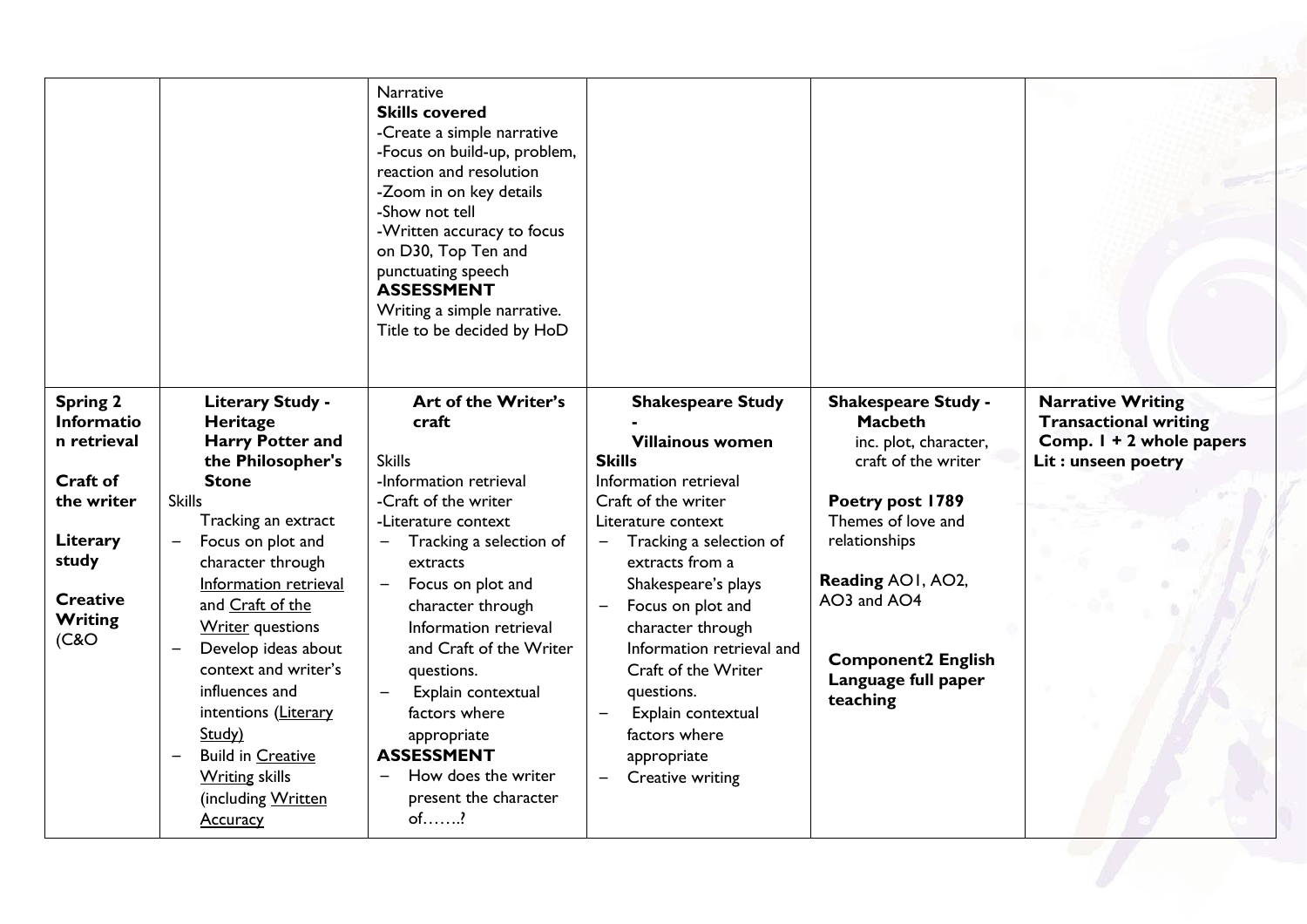| | | | | | |
|---|---|---|---|---|---|
| | | Narrative<br>**Skills covered**<br>-Create a simple narrative<br>-Focus on build-up, problem, reaction and resolution<br>-Zoom in on key details<br>-Show not tell<br>-Written accuracy to focus on D30, Top Ten and punctuating speech<br>**ASSESSMENT**<br>Writing a simple narrative. Title to be decided by HoD | | | |
| **Spring 2 Information retrieval**<br><br>**Craft of the writer**<br><br>**Literary study**<br><br>**Creative Writing** (C&O | **Literary Study - Heritage Harry Potter and the Philosopher's Stone**<br>Skills<br>Tracking an extract<br>– Focus on plot and character through Information retrieval and Craft of the Writer questions<br>– Develop ideas about context and writer's influences and intentions (Literary Study)<br>– Build in Creative Writing skills (including Written Accuracy | **Art of the Writer's craft**<br><br>Skills<br>-Information retrieval<br>-Craft of the writer<br>-Literature context<br>– Tracking a selection of extracts<br>– Focus on plot and character through Information retrieval and Craft of the Writer questions.<br>– Explain contextual factors where appropriate<br>**ASSESSMENT**<br>– How does the writer present the character of…….? | **Shakespeare Study - Villainous women**<br>**Skills**<br>Information retrieval<br>Craft of the writer<br>Literature context<br>– Tracking a selection of extracts from a Shakespeare's plays<br>– Focus on plot and character through Information retrieval and Craft of the Writer questions.<br>– Explain contextual factors where appropriate<br>– Creative writing | **Shakespeare Study - Macbeth**<br>inc. plot, character, craft of the writer<br><br>**Poetry post 1789**<br>Themes of love and relationships<br><br>**Reading** AO1, AO2, AO3 and AO4<br><br>**Component2 English Language full paper teaching** | **Narrative Writing**<br>**Transactional writing**<br>**Comp. 1 + 2 whole papers**<br>**Lit : unseen poetry** |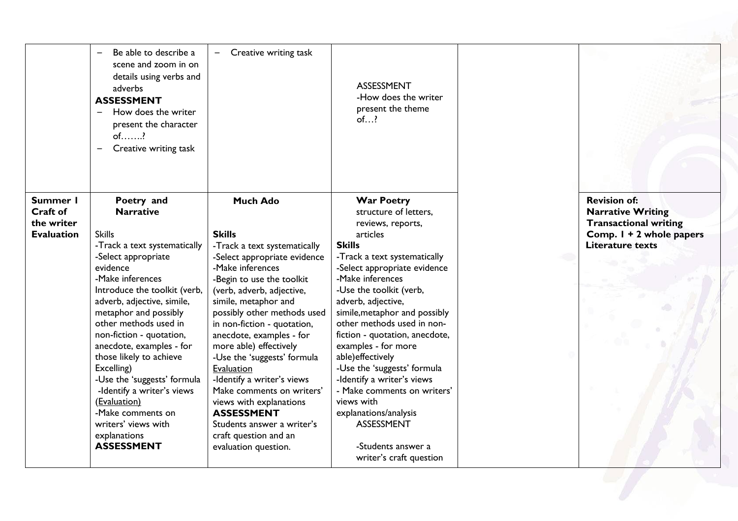| | | | | | |
|---|---|---|---|---|---|
| | – Be able to describe a scene and zoom in on details using verbs and adverbs<br>**ASSESSMENT**<br>– How does the writer present the character of…….?<br>– Creative writing task | – Creative writing task | ASSESSMENT<br>-How does the writer present the theme of…? | | |
| **Summer 1 Craft of the writer Evaluation** | **Poetry and Narrative**<br><br>Skills<br>-Track a text systematically<br>-Select appropriate evidence<br>-Make inferences<br>Introduce the toolkit (verb, adverb, adjective, simile, metaphor and possibly other methods used in non-fiction - quotation, anecdote, examples - for those likely to achieve Excelling)<br>-Use the 'suggests' formula<br>-Identify a writer's views (Evaluation)<br>-Make comments on writers' views with explanations<br>**ASSESSMENT** | **Much Ado**<br><br>**Skills**<br>-Track a text systematically<br>-Select appropriate evidence<br>-Make inferences<br>-Begin to use the toolkit (verb, adverb, adjective, simile, metaphor and possibly other methods used in non-fiction - quotation, anecdote, examples - for more able) effectively<br>-Use the 'suggests' formula<br>Evaluation<br>-Identify a writer's views<br>Make comments on writers' views with explanations<br>**ASSESSMENT**<br>Students answer a writer's craft question and an evaluation question. | **War Poetry**<br>structure of letters, reviews, reports, articles<br>**Skills**<br>-Track a text systematically<br>-Select appropriate evidence<br>-Make inferences<br>-Use the toolkit (verb, adverb, adjective, simile,metaphor and possibly other methods used in non-fiction - quotation, anecdote, examples - for more able)effectively<br>-Use the 'suggests' formula<br>-Identify a writer's views<br>- Make comments on writers' views with explanations/analysis<br>ASSESSMENT<br><br>-Students answer a writer's craft question | | **Revision of:**<br>**Narrative Writing**<br>**Transactional writing**<br>**Comp. 1 + 2 whole papers**<br>**Literature texts** |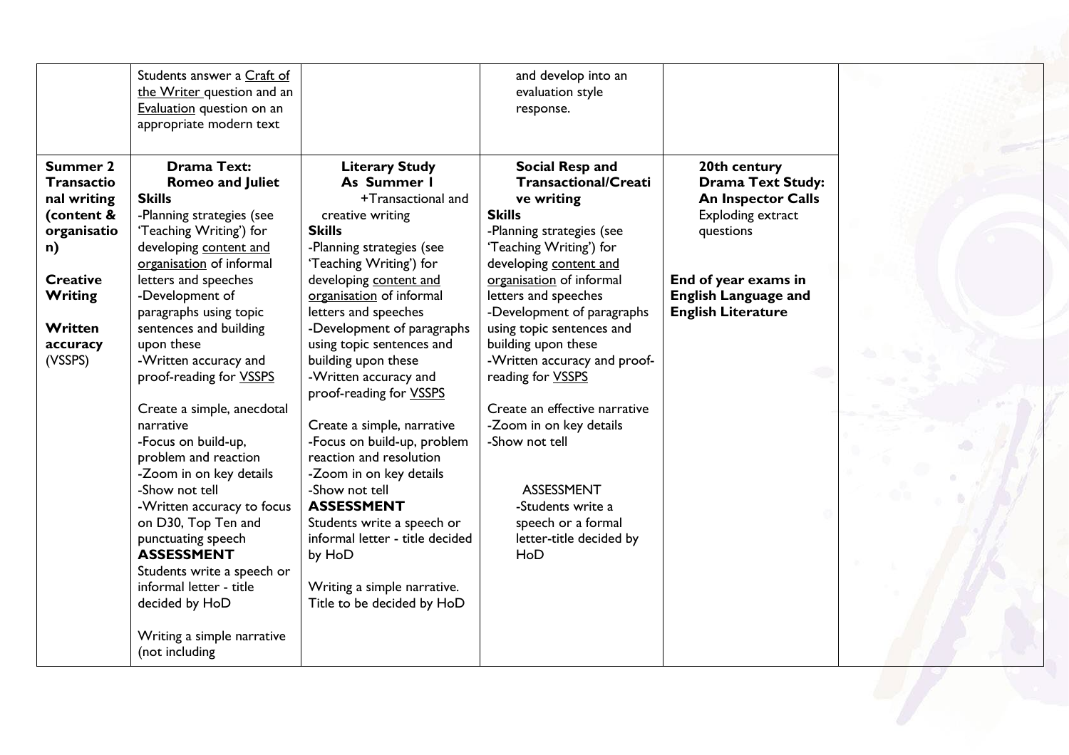|  | Students answer a Craft of the Writer question and an Evaluation question on an appropriate modern text |  | and develop into an evaluation style response. |  |  |
|---|---|---|---|---|---|
| **Summer 2 Transactional writing (content & organisation)**<br><br>**Creative Writing**<br><br>**Written accuracy** (VSSPS) | **Drama Text: Romeo and Juliet**<br>**Skills**<br>-Planning strategies (see 'Teaching Writing') for developing content and organisation of informal letters and speeches<br>-Development of paragraphs using topic sentences and building upon these<br>-Written accuracy and proof-reading for VSSPS<br><br>Create a simple, anecdotal narrative<br>-Focus on build-up, problem and reaction<br>-Zoom in on key details<br>-Show not tell<br>-Written accuracy to focus on D30, Top Ten and punctuating speech<br>**ASSESSMENT**<br>Students write a speech or informal letter - title decided by HoD<br><br>Writing a simple narrative (not including | **Literary Study As Summer 1**<br>+Transactional and creative writing<br>**Skills**<br>-Planning strategies (see 'Teaching Writing') for developing content and organisation of informal letters and speeches<br>-Development of paragraphs using topic sentences and building upon these<br>-Written accuracy and proof-reading for VSSPS<br><br>Create a simple, narrative<br>-Focus on build-up, problem reaction and resolution<br>-Zoom in on key details<br>-Show not tell<br>**ASSESSMENT**<br>Students write a speech or informal letter - title decided by HoD<br><br>Writing a simple narrative. Title to be decided by HoD | **Social Resp and Transactional/Creative writing**<br>**Skills**<br>-Planning strategies (see 'Teaching Writing') for developing content and organisation of informal letters and speeches<br>-Development of paragraphs using topic sentences and building upon these<br>-Written accuracy and proof-reading for VSSPS<br><br>Create an effective narrative<br>-Zoom in on key details<br>-Show not tell<br><br>ASSESSMENT<br>-Students write a speech or a formal letter-title decided by HoD | **20th century Drama Text Study: An Inspector Calls**<br>Exploding extract questions<br><br>**End of year exams in English Language and English Literature** |  |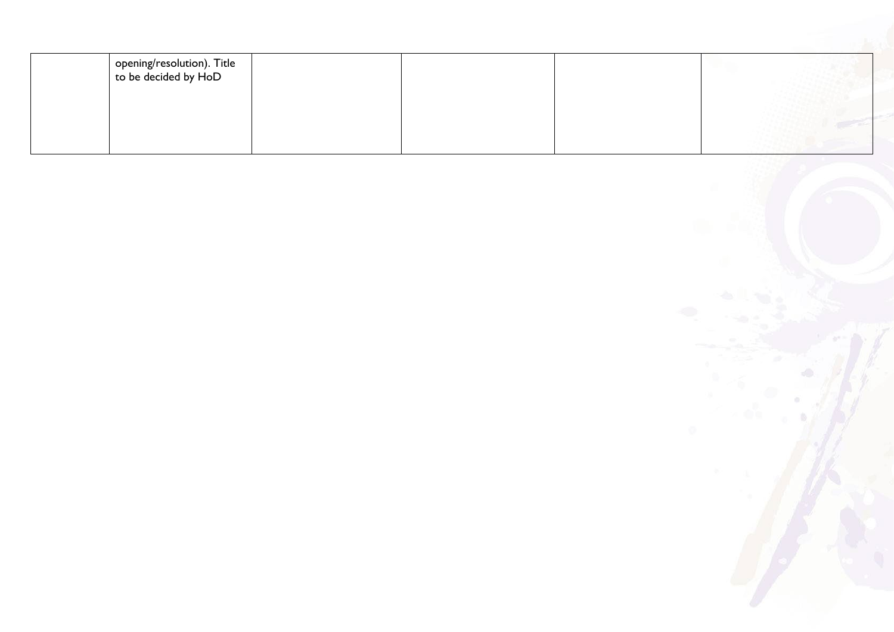| | | | | | |
|---|---|---|---|---|---|
| | opening/resolution). Title to be decided by HoD | | | | |